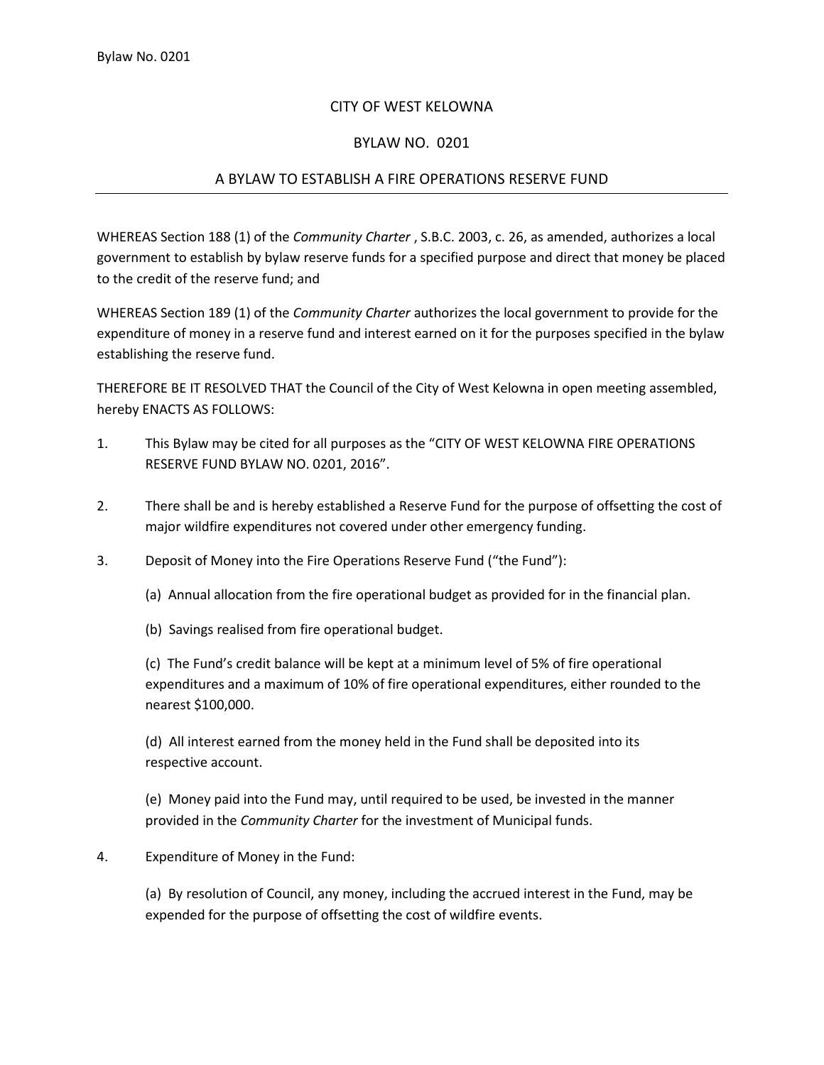# CITY OF WEST KELOWNA

## BYLAW NO. 0201

## A BYLAW TO ESTABLISH A FIRE OPERATIONS RESERVE FUND

---

WHEREAS Section 188 (1) of the *Community Charter* , S.B.C. 2003, c. 26, as amended, authorizes a local government to establish by bylaw reserve funds for a specified purpose and direct that money be placed to the credit of the reserve fund; and

WHEREAS Section 189 (1) of the *Community Charter* authorizes the local government to provide for the expenditure of money in a reserve fund and interest earned on it for the purposes specified in the bylaw establishing the reserve fund.

THEREFORE BE IT RESOLVED THAT the Council of the City of West Kelowna in open meeting assembled, hereby ENACTS AS FOLLOWS:

1. This Bylaw may be cited for all purposes as the "CITY OF WEST KELOWNA FIRE OPERATIONS RESERVE FUND BYLAW NO. 0201, 2016".

2. There shall be and is hereby established a Reserve Fund for the purpose of offsetting the cost of major wildfire expenditures not covered under other emergency funding.

3. Deposit of Money into the Fire Operations Reserve Fund ("the Fund"):

   (a) Annual allocation from the fire operational budget as provided for in the financial plan.

   (b) Savings realised from fire operational budget.

   (c) The Fund's credit balance will be kept at a minimum level of 5% of fire operational expenditures and a maximum of 10% of fire operational expenditures, either rounded to the nearest $100,000.

   (d) All interest earned from the money held in the Fund shall be deposited into its respective account.

   (e) Money paid into the Fund may, until required to be used, be invested in the manner provided in the *Community Charter* for the investment of Municipal funds.

4. Expenditure of Money in the Fund:

   (a) By resolution of Council, any money, including the accrued interest in the Fund, may be expended for the purpose of offsetting the cost of wildfire events.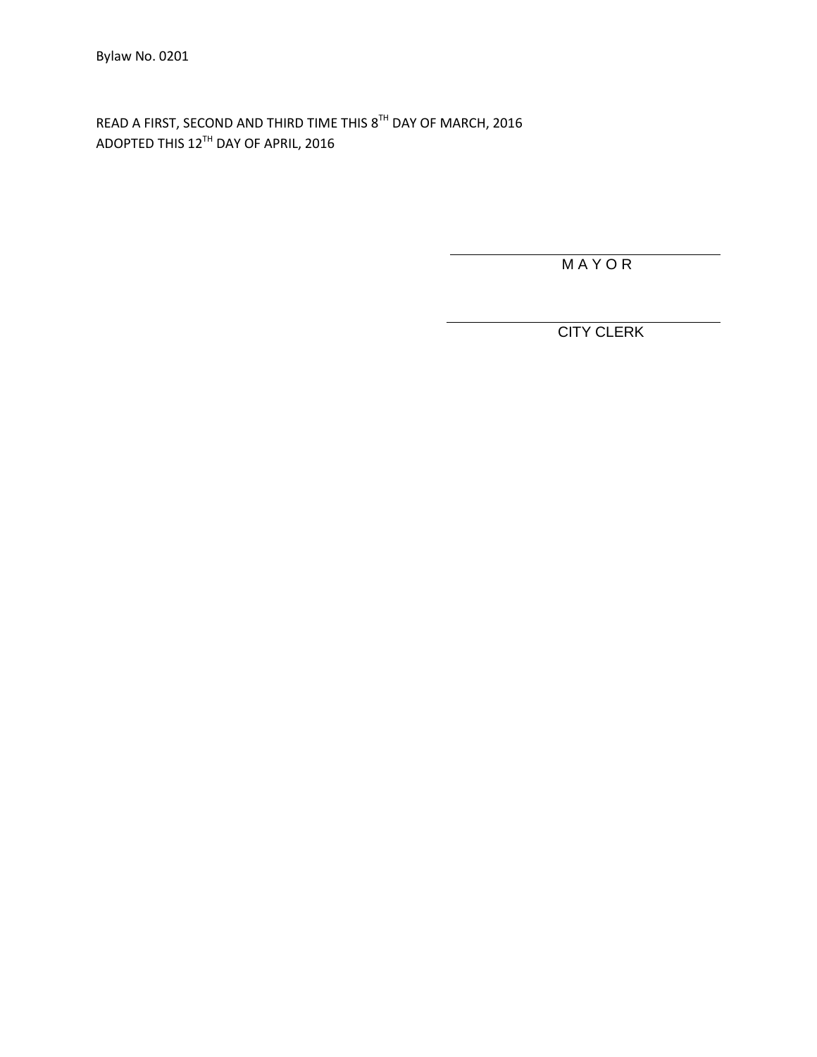READ A FIRST, SECOND AND THIRD TIME THIS 8TH DAY OF MARCH, 2016
ADOPTED THIS 12TH DAY OF APRIL, 2016

\_\_\_\_\_\_\_\_\_\_\_\_\_\_\_\_\_\_\_\_\_\_\_\_\_\_\_\_\_\_
M A Y O R

\_\_\_\_\_\_\_\_\_\_\_\_\_\_\_\_\_\_\_\_\_\_\_\_\_\_\_\_\_\_
CITY CLERK